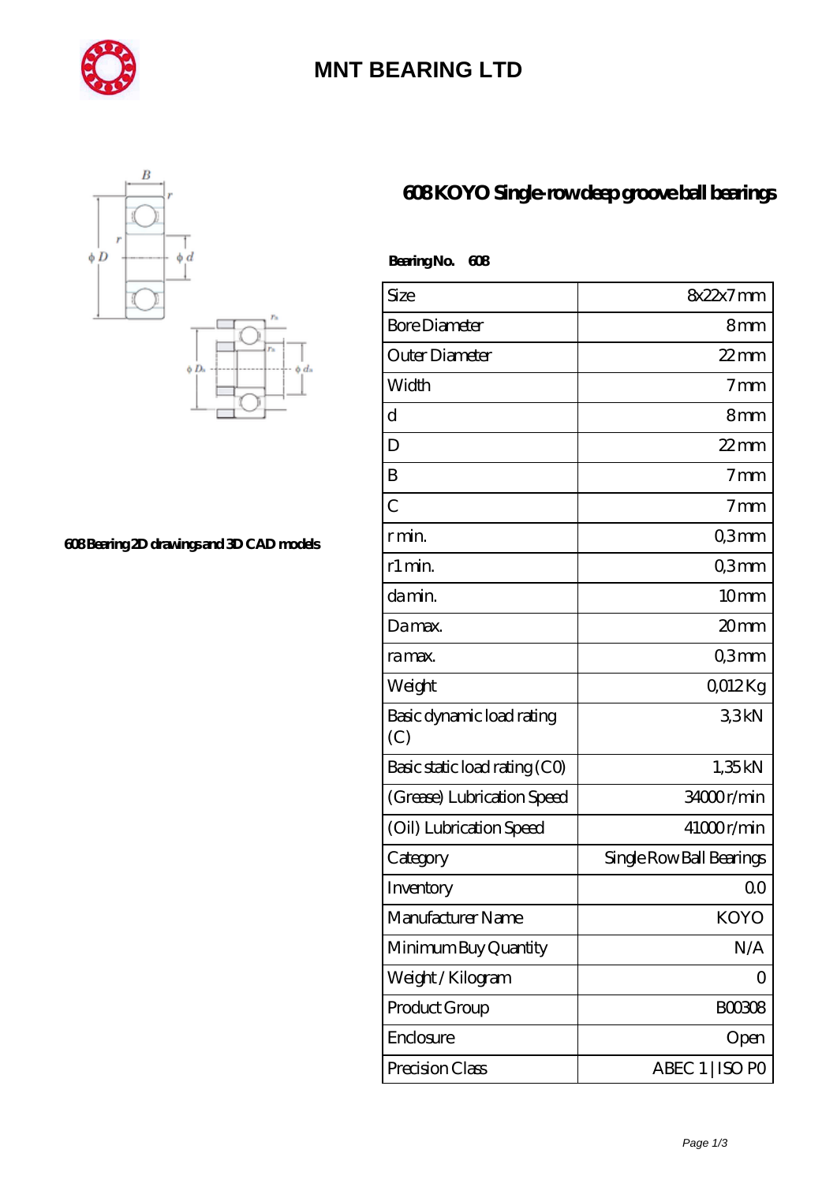# MNT BEARING LTD

## 608 KOYO Single-row deep groove ball bearings

608 Bearing 2D drawings and 3D CAD models

**Bearing No. 608**

| Size | 8x22x7 mm |
|---|---|
| Bore Diameter | 8 mm |
| Outer Diameter | 22 mm |
| Width | 7 mm |
| d | 8 mm |
| D | 22 mm |
| B | 7 mm |
| C | 7 mm |
| r min. | 0,3 mm |
| r1 min. | 0,3 mm |
| da min. | 10 mm |
| Da max. | 20 mm |
| ra max. | 0,3 mm |
| Weight | 0,012 Kg |
| Basic dynamic load rating (C) | 3,3 kN |
| Basic static load rating (C0) | 1,35 kN |
| (Grease) Lubrication Speed | 34000 r/min |
| (Oil) Lubrication Speed | 41000 r/min |
| Category | Single Row Ball Bearings |
| Inventory | 0.0 |
| Manufacturer Name | KOYO |
| Minimum Buy Quantity | N/A |
| Weight / Kilogram | 0 |
| Product Group | B00308 |
| Enclosure | Open |
| Precision Class | ABEC 1 \| ISO P0 |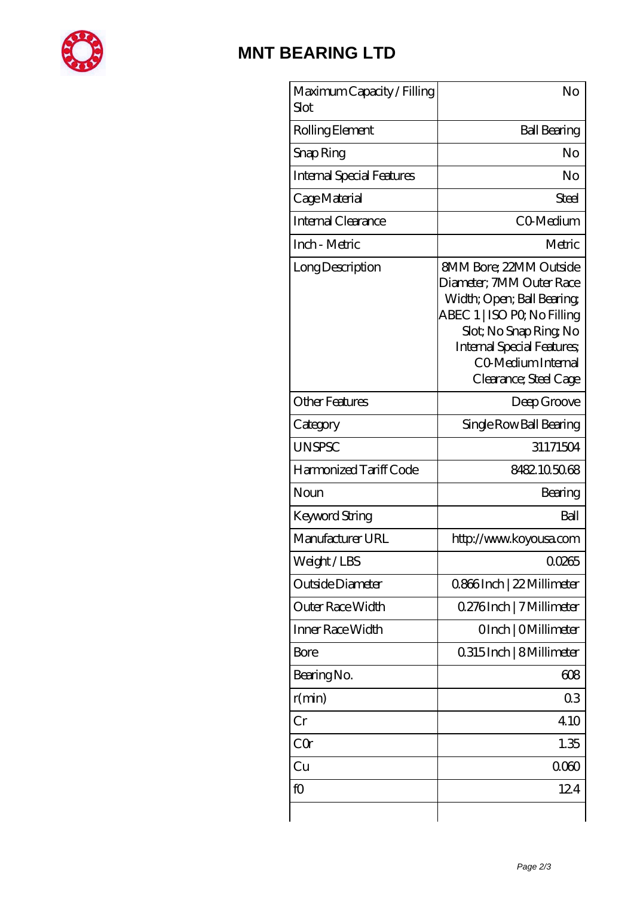## MNT BEARING LTD

| | |
|---|---|
| Maximum Capacity / Filling Slot | No |
| Rolling Element | Ball Bearing |
| Snap Ring | No |
| Internal Special Features | No |
| Cage Material | Steel |
| Internal Clearance | C0-Medium |
| Inch - Metric | Metric |
| Long Description | 8MM Bore; 22MM Outside Diameter; 7MM Outer Race Width; Open; Ball Bearing; ABEC 1 \| ISO P0; No Filling Slot; No Snap Ring; No Internal Special Features; C0-Medium Internal Clearance; Steel Cage |
| Other Features | Deep Groove |
| Category | Single Row Ball Bearing |
| UNSPSC | 31171504 |
| Harmonized Tariff Code | 8482.10.50.68 |
| Noun | Bearing |
| Keyword String | Ball |
| Manufacturer URL | http://www.koyousa.com |
| Weight / LBS | 0.0265 |
| Outside Diameter | 0.866 Inch \| 22 Millimeter |
| Outer Race Width | 0.276 Inch \| 7 Millimeter |
| Inner Race Width | 0 Inch \| 0 Millimeter |
| Bore | 0.315 Inch \| 8 Millimeter |
| Bearing No. | 608 |
| r(min) | 0.3 |
| Cr | 4.10 |
| C0r | 1.35 |
| Cu | 0.060 |
| f0 | 12.4 |
| | |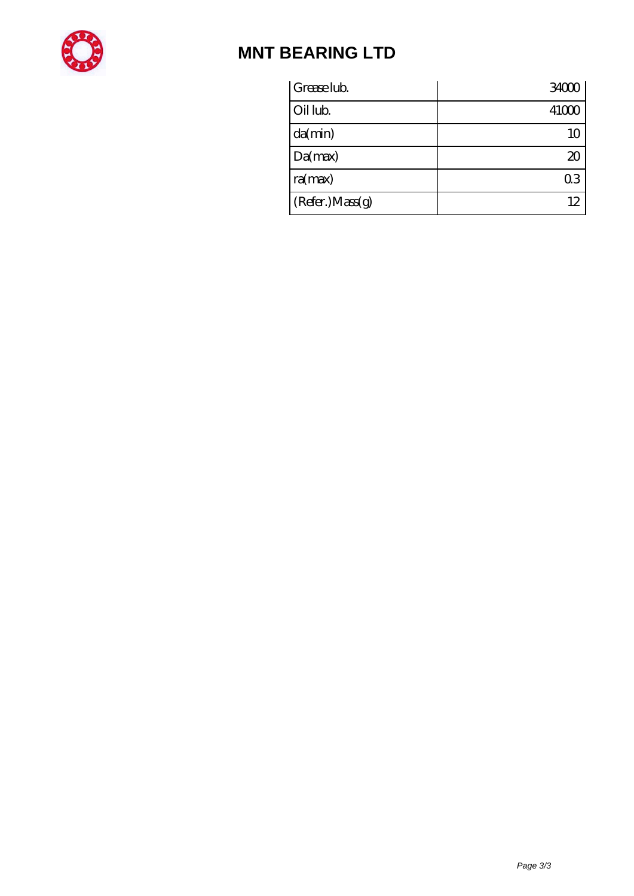| | |
|---|---|
| Grease lub. | 34000 |
| Oil lub. | 41000 |
| da(min) | 10 |
| Da(max) | 20 |
| ra(max) | 0.3 |
| (Refer.)Mass(g) | 12 |